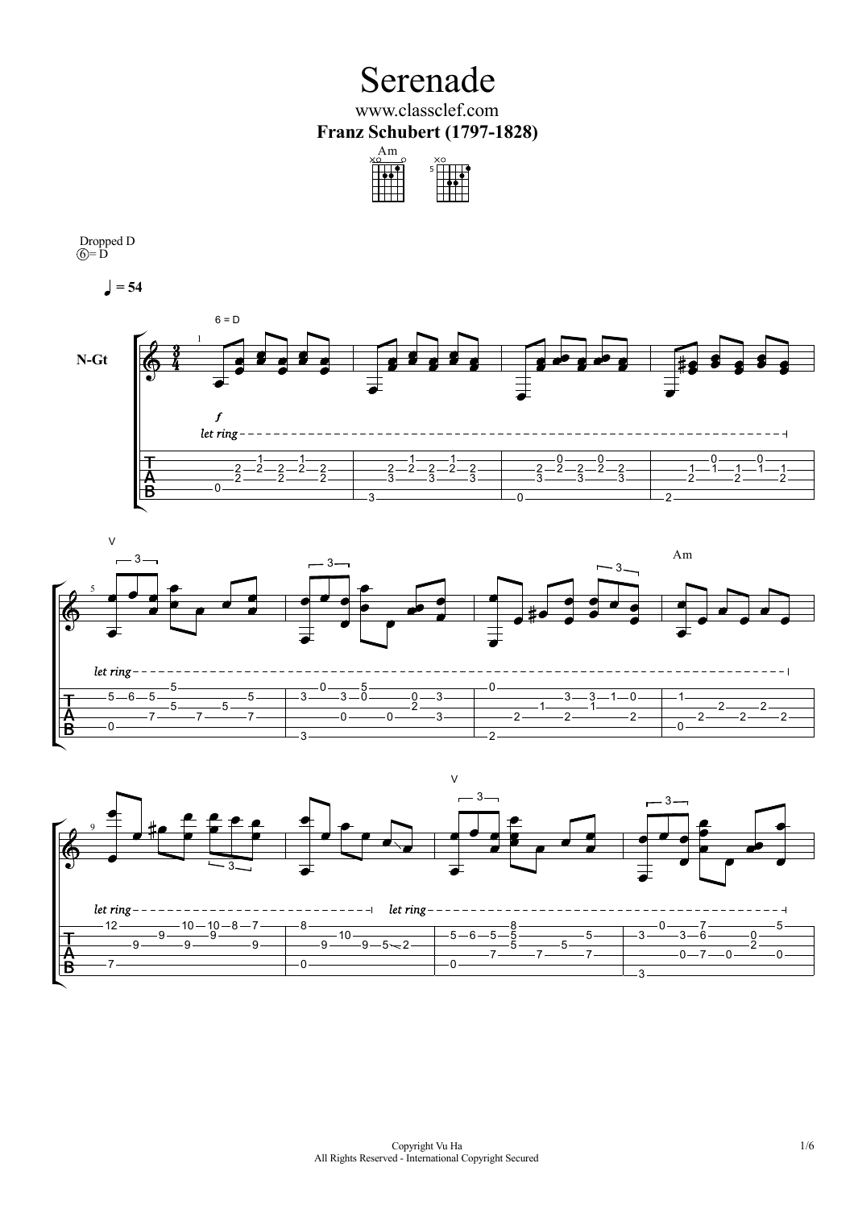# Serenade

www.classclef.com

**Franz Schubert (1797-1828)**

Dropped D
⑥= D

♩ = 54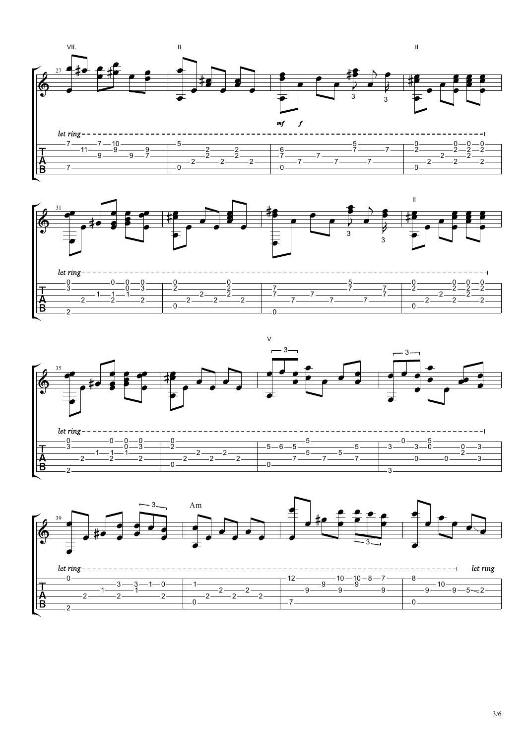VII. II II

*let ring*

*mf* *f*

II

*let ring*

V

*let ring*

Am

*let ring*

*let ring*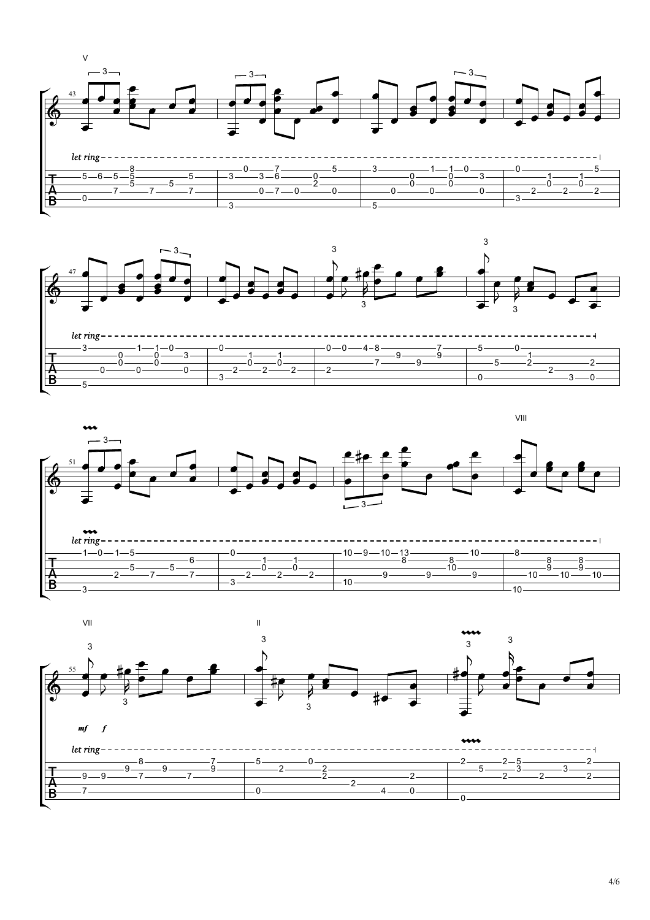V

43

let ring

VIII

51

let ring

VII

55

*mf* *f*

II

let ring